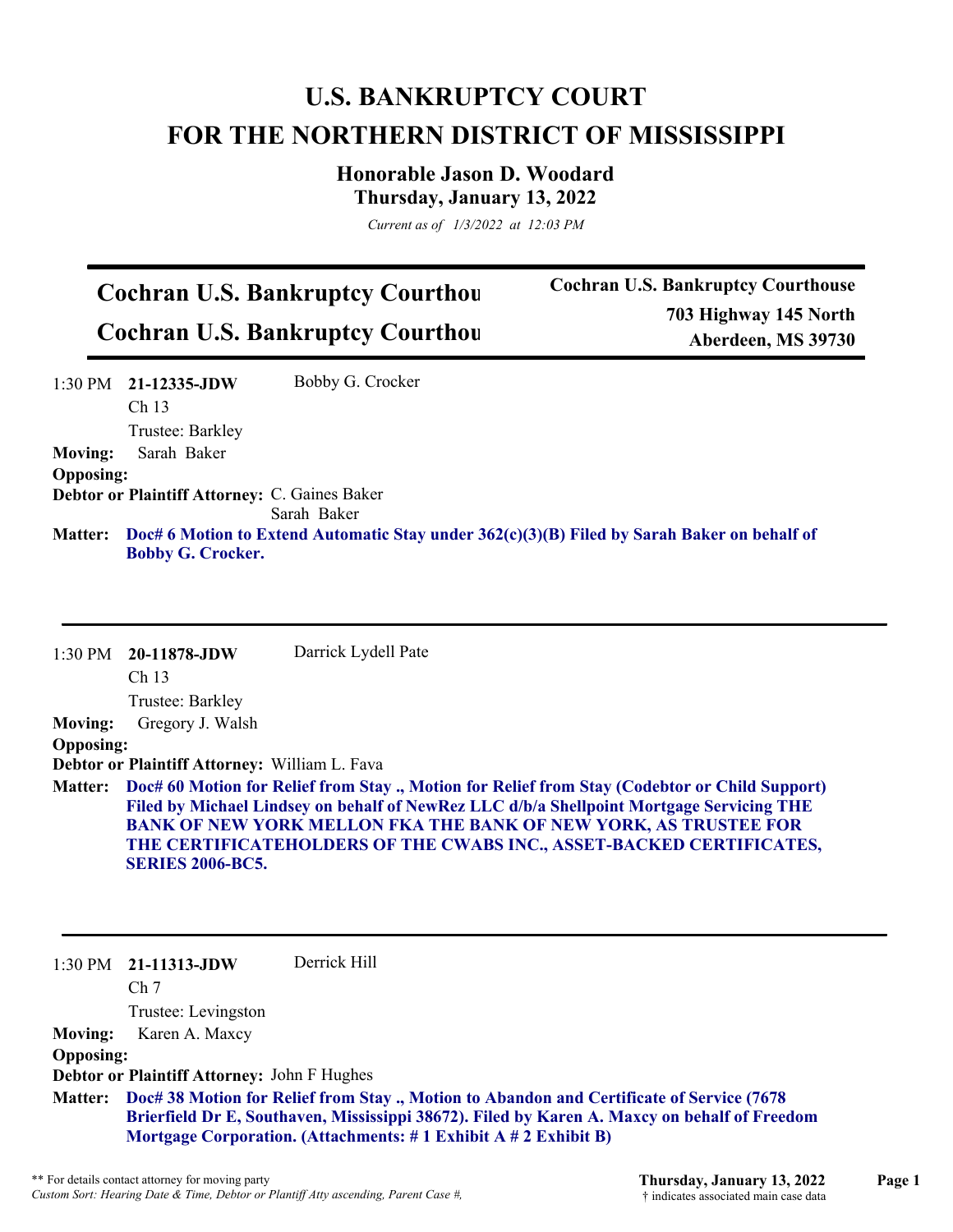# U.S. BANKRUPTCY COURT
# FOR THE NORTHERN DISTRICT OF MISSISSIPPI

### Honorable Jason D. Woodard
### Thursday, January 13, 2022

*Current as of 1/3/2022 at 12:03 PM*

## Cochran U.S. Bankruptcy Courthou
## Cochran U.S. Bankruptcy Courthou

**Cochran U.S. Bankruptcy Courthouse**
**703 Highway 145 North**
**Aberdeen, MS 39730**

---

1:30 PM **21-12335-JDW** Bobby G. Crocker
Ch 13
Trustee: Barkley

**Moving:** Sarah Baker

**Opposing:**

**Debtor or Plaintiff Attorney:** C. Gaines Baker
Sarah Baker

**Matter:** **Doc# 6 Motion to Extend Automatic Stay under 362(c)(3)(B) Filed by Sarah Baker on behalf of Bobby G. Crocker.**

---

1:30 PM **20-11878-JDW** Darrick Lydell Pate
Ch 13
Trustee: Barkley

**Moving:** Gregory J. Walsh

**Opposing:**

**Debtor or Plaintiff Attorney:** William L. Fava

**Matter:** **Doc# 60 Motion for Relief from Stay ., Motion for Relief from Stay (Codebtor or Child Support) Filed by Michael Lindsey on behalf of NewRez LLC d/b/a Shellpoint Mortgage Servicing THE BANK OF NEW YORK MELLON FKA THE BANK OF NEW YORK, AS TRUSTEE FOR THE CERTIFICATEHOLDERS OF THE CWABS INC., ASSET-BACKED CERTIFICATES, SERIES 2006-BC5.**

---

1:30 PM **21-11313-JDW** Derrick Hill
Ch 7
Trustee: Levingston

**Moving:** Karen A. Maxcy

**Opposing:**

**Debtor or Plaintiff Attorney:** John F Hughes

**Matter:** **Doc# 38 Motion for Relief from Stay ., Motion to Abandon and Certificate of Service (7678 Brierfield Dr E, Southaven, Mississippi 38672). Filed by Karen A. Maxcy on behalf of Freedom Mortgage Corporation. (Attachments: # 1 Exhibit A # 2 Exhibit B)**

---

** For details contact attorney for moving party
*Custom Sort: Hearing Date & Time, Debtor or Plantiff Atty ascending, Parent Case #,*

† indicates associated main case data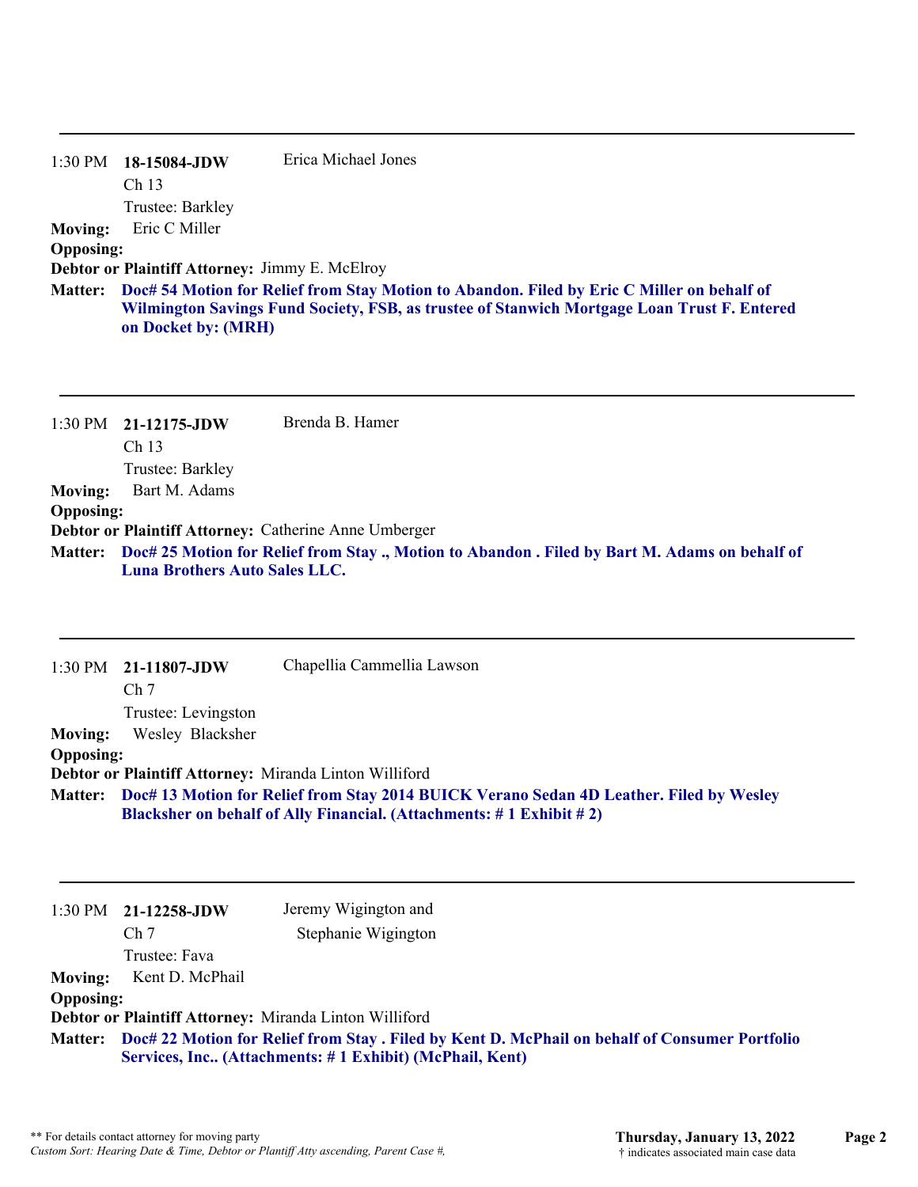---

1:30 PM **18-15084-JDW** Erica Michael Jones
Ch 13
Trustee: Barkley

**Moving:** Eric C Miller
**Opposing:**
**Debtor or Plaintiff Attorney:** Jimmy E. McElroy
**Matter:** **Doc# 54 Motion for Relief from Stay Motion to Abandon. Filed by Eric C Miller on behalf of Wilmington Savings Fund Society, FSB, as trustee of Stanwich Mortgage Loan Trust F. Entered on Docket by: (MRH)**

---

1:30 PM **21-12175-JDW** Brenda B. Hamer
Ch 13
Trustee: Barkley

**Moving:** Bart M. Adams
**Opposing:**
**Debtor or Plaintiff Attorney:** Catherine Anne Umberger
**Matter:** **Doc# 25 Motion for Relief from Stay ., Motion to Abandon . Filed by Bart M. Adams on behalf of Luna Brothers Auto Sales LLC.**

---

1:30 PM **21-11807-JDW** Chapellia Cammellia Lawson
Ch 7
Trustee: Levingston

**Moving:** Wesley Blacksher
**Opposing:**
**Debtor or Plaintiff Attorney:** Miranda Linton Williford
**Matter:** **Doc# 13 Motion for Relief from Stay 2014 BUICK Verano Sedan 4D Leather. Filed by Wesley Blacksher on behalf of Ally Financial. (Attachments: # 1 Exhibit # 2)**

---

1:30 PM **21-12258-JDW** Jeremy Wigington and Stephanie Wigington
Ch 7
Trustee: Fava

**Moving:** Kent D. McPhail
**Opposing:**
**Debtor or Plaintiff Attorney:** Miranda Linton Williford
**Matter:** **Doc# 22 Motion for Relief from Stay . Filed by Kent D. McPhail on behalf of Consumer Portfolio Services, Inc.. (Attachments: # 1 Exhibit) (McPhail, Kent)**